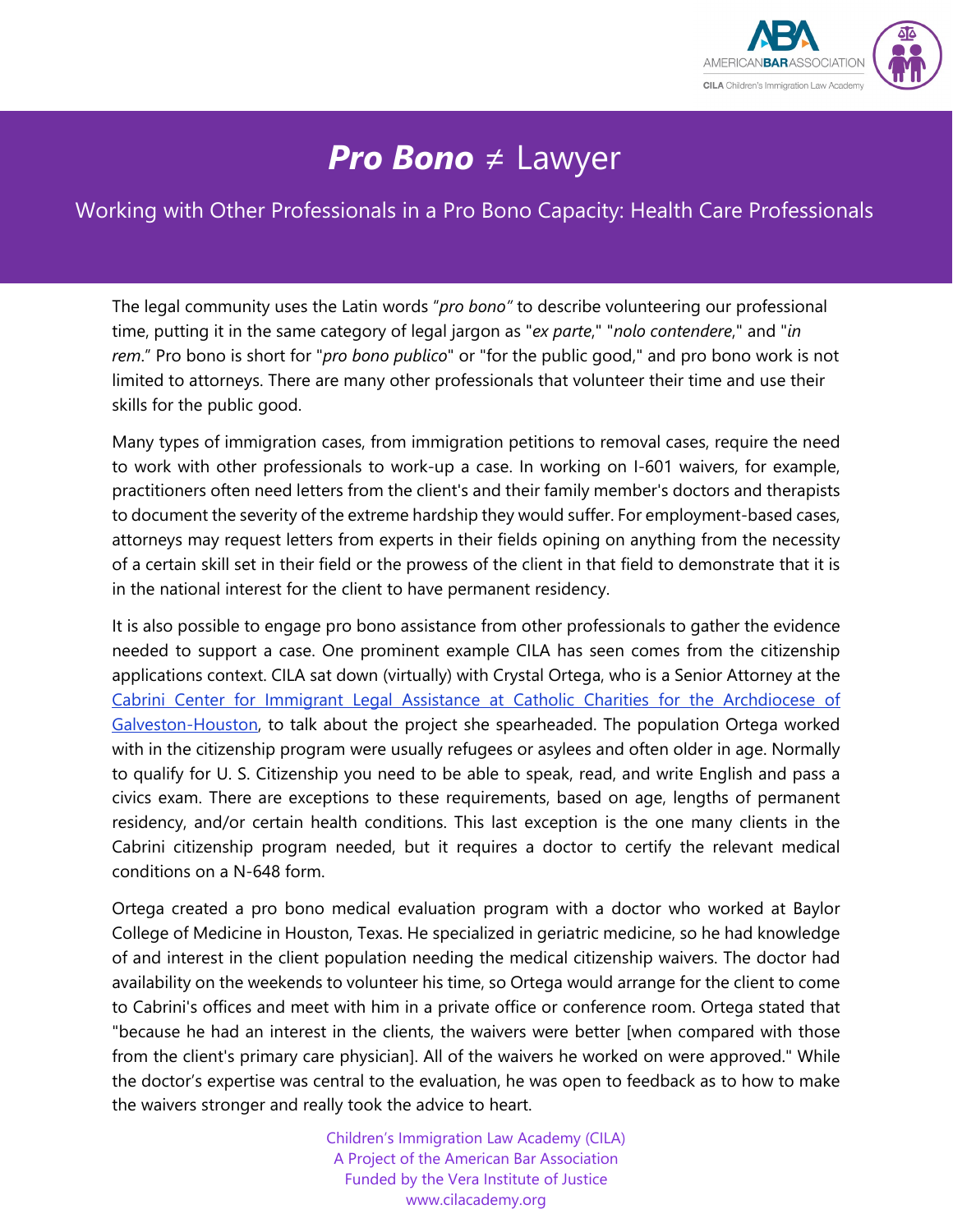# ***Pro Bono*** ≠ Lawyer

## Working with Other Professionals in a Pro Bono Capacity: Health Care Professionals

The legal community uses the Latin words "*pro bono"* to describe volunteering our professional time, putting it in the same category of legal jargon as "*ex parte*," "*nolo contendere*," and "*in rem*." Pro bono is short for "*pro bono publico*" or "for the public good," and pro bono work is not limited to attorneys. There are many other professionals that volunteer their time and use their skills for the public good.

Many types of immigration cases, from immigration petitions to removal cases, require the need to work with other professionals to work-up a case. In working on I-601 waivers, for example, practitioners often need letters from the client's and their family member's doctors and therapists to document the severity of the extreme hardship they would suffer. For employment-based cases, attorneys may request letters from experts in their fields opining on anything from the necessity of a certain skill set in their field or the prowess of the client in that field to demonstrate that it is in the national interest for the client to have permanent residency.

It is also possible to engage pro bono assistance from other professionals to gather the evidence needed to support a case. One prominent example CILA has seen comes from the citizenship applications context. CILA sat down (virtually) with Crystal Ortega, who is a Senior Attorney at the [Cabrini Center for Immigrant Legal Assistance at Catholic Charities for the Archdiocese of Galveston-Houston](), to talk about the project she spearheaded. The population Ortega worked with in the citizenship program were usually refugees or asylees and often older in age. Normally to qualify for U. S. Citizenship you need to be able to speak, read, and write English and pass a civics exam. There are exceptions to these requirements, based on age, lengths of permanent residency, and/or certain health conditions. This last exception is the one many clients in the Cabrini citizenship program needed, but it requires a doctor to certify the relevant medical conditions on a N-648 form.

Ortega created a pro bono medical evaluation program with a doctor who worked at Baylor College of Medicine in Houston, Texas. He specialized in geriatric medicine, so he had knowledge of and interest in the client population needing the medical citizenship waivers. The doctor had availability on the weekends to volunteer his time, so Ortega would arrange for the client to come to Cabrini's offices and meet with him in a private office or conference room. Ortega stated that "because he had an interest in the clients, the waivers were better [when compared with those from the client's primary care physician]. All of the waivers he worked on were approved." While the doctor's expertise was central to the evaluation, he was open to feedback as to how to make the waivers stronger and really took the advice to heart.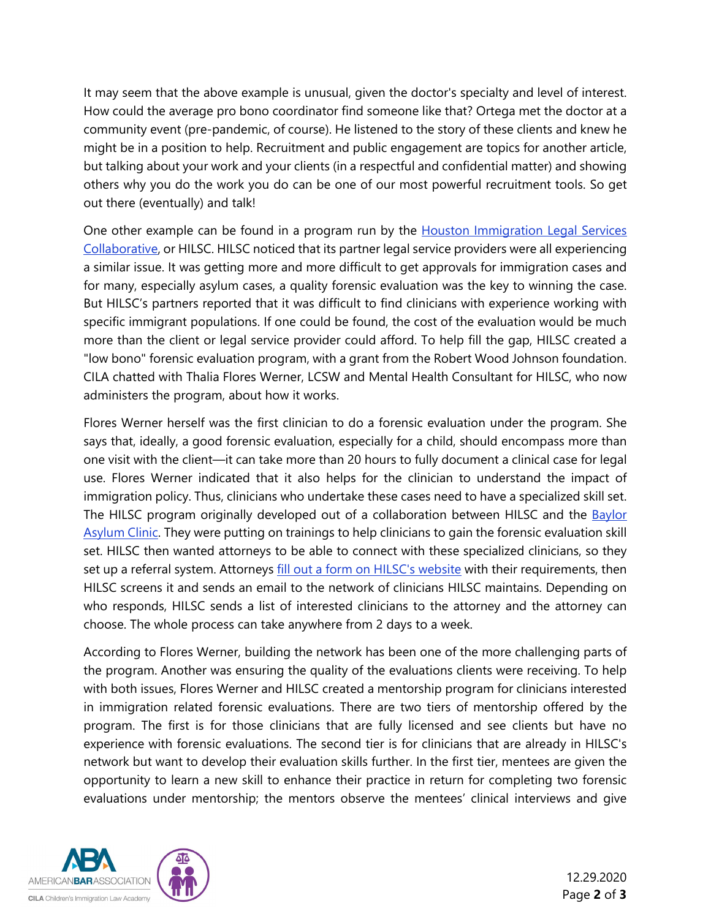It may seem that the above example is unusual, given the doctor's specialty and level of interest. How could the average pro bono coordinator find someone like that? Ortega met the doctor at a community event (pre-pandemic, of course). He listened to the story of these clients and knew he might be in a position to help. Recruitment and public engagement are topics for another article, but talking about your work and your clients (in a respectful and confidential matter) and showing others why you do the work you do can be one of our most powerful recruitment tools. So get out there (eventually) and talk!

One other example can be found in a program run by the Houston Immigration Legal Services Collaborative, or HILSC. HILSC noticed that its partner legal service providers were all experiencing a similar issue. It was getting more and more difficult to get approvals for immigration cases and for many, especially asylum cases, a quality forensic evaluation was the key to winning the case. But HILSC's partners reported that it was difficult to find clinicians with experience working with specific immigrant populations. If one could be found, the cost of the evaluation would be much more than the client or legal service provider could afford. To help fill the gap, HILSC created a "low bono" forensic evaluation program, with a grant from the Robert Wood Johnson foundation. CILA chatted with Thalia Flores Werner, LCSW and Mental Health Consultant for HILSC, who now administers the program, about how it works.

Flores Werner herself was the first clinician to do a forensic evaluation under the program. She says that, ideally, a good forensic evaluation, especially for a child, should encompass more than one visit with the client—it can take more than 20 hours to fully document a clinical case for legal use. Flores Werner indicated that it also helps for the clinician to understand the impact of immigration policy. Thus, clinicians who undertake these cases need to have a specialized skill set. The HILSC program originally developed out of a collaboration between HILSC and the Baylor Asylum Clinic. They were putting on trainings to help clinicians to gain the forensic evaluation skill set. HILSC then wanted attorneys to be able to connect with these specialized clinicians, so they set up a referral system. Attorneys fill out a form on HILSC's website with their requirements, then HILSC screens it and sends an email to the network of clinicians HILSC maintains. Depending on who responds, HILSC sends a list of interested clinicians to the attorney and the attorney can choose. The whole process can take anywhere from 2 days to a week.

According to Flores Werner, building the network has been one of the more challenging parts of the program. Another was ensuring the quality of the evaluations clients were receiving. To help with both issues, Flores Werner and HILSC created a mentorship program for clinicians interested in immigration related forensic evaluations. There are two tiers of mentorship offered by the program. The first is for those clinicians that are fully licensed and see clients but have no experience with forensic evaluations. The second tier is for clinicians that are already in HILSC's network but want to develop their evaluation skills further. In the first tier, mentees are given the opportunity to learn a new skill to enhance their practice in return for completing two forensic evaluations under mentorship; the mentors observe the mentees' clinical interviews and give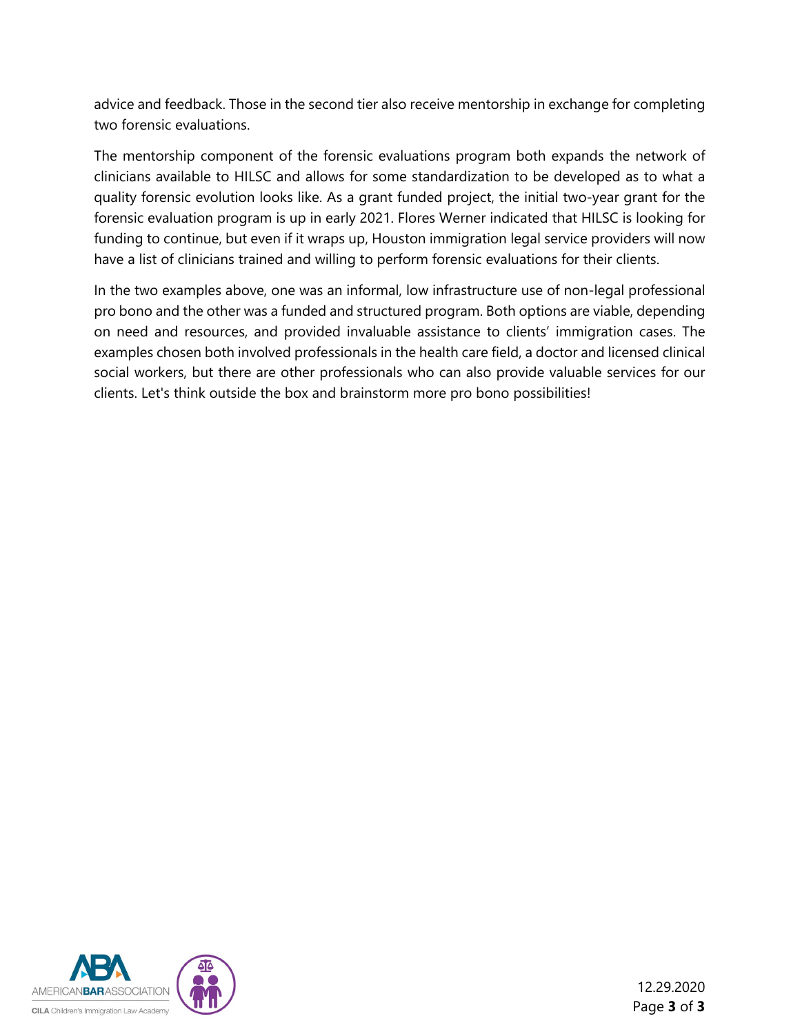advice and feedback. Those in the second tier also receive mentorship in exchange for completing two forensic evaluations.

The mentorship component of the forensic evaluations program both expands the network of clinicians available to HILSC and allows for some standardization to be developed as to what a quality forensic evolution looks like. As a grant funded project, the initial two-year grant for the forensic evaluation program is up in early 2021. Flores Werner indicated that HILSC is looking for funding to continue, but even if it wraps up, Houston immigration legal service providers will now have a list of clinicians trained and willing to perform forensic evaluations for their clients.

In the two examples above, one was an informal, low infrastructure use of non-legal professional pro bono and the other was a funded and structured program. Both options are viable, depending on need and resources, and provided invaluable assistance to clients' immigration cases. The examples chosen both involved professionals in the health care field, a doctor and licensed clinical social workers, but there are other professionals who can also provide valuable services for our clients. Let's think outside the box and brainstorm more pro bono possibilities!